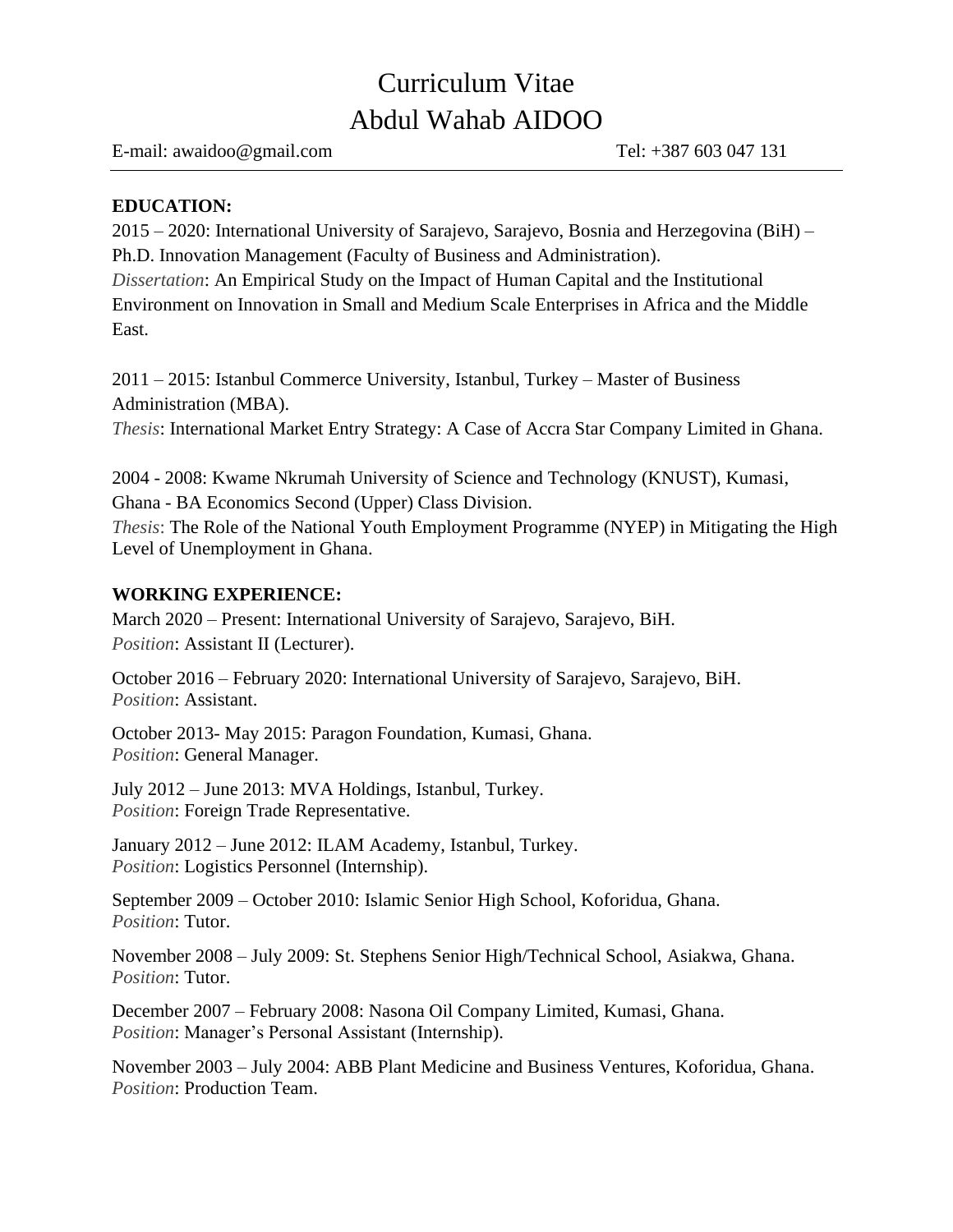# Curriculum Vitae
# Abdul Wahab AIDOO

E-mail: awaidoo@gmail.com Tel: +387 603 047 131

---

## EDUCATION:

2015 – 2020: International University of Sarajevo, Sarajevo, Bosnia and Herzegovina (BiH) – Ph.D. Innovation Management (Faculty of Business and Administration).
*Dissertation*: An Empirical Study on the Impact of Human Capital and the Institutional Environment on Innovation in Small and Medium Scale Enterprises in Africa and the Middle East.

2011 – 2015: Istanbul Commerce University, Istanbul, Turkey – Master of Business Administration (MBA).
*Thesis*: International Market Entry Strategy: A Case of Accra Star Company Limited in Ghana.

2004 - 2008: Kwame Nkrumah University of Science and Technology (KNUST), Kumasi, Ghana - BA Economics Second (Upper) Class Division.
*Thesis*: The Role of the National Youth Employment Programme (NYEP) in Mitigating the High Level of Unemployment in Ghana.

## WORKING EXPERIENCE:

March 2020 – Present: International University of Sarajevo, Sarajevo, BiH.
*Position*: Assistant II (Lecturer).

October 2016 – February 2020: International University of Sarajevo, Sarajevo, BiH.
*Position*: Assistant.

October 2013- May 2015: Paragon Foundation, Kumasi, Ghana.
*Position*: General Manager.

July 2012 – June 2013: MVA Holdings, Istanbul, Turkey.
*Position*: Foreign Trade Representative.

January 2012 – June 2012: ILAM Academy, Istanbul, Turkey.
*Position*: Logistics Personnel (Internship).

September 2009 – October 2010: Islamic Senior High School, Koforidua, Ghana.
*Position*: Tutor.

November 2008 – July 2009: St. Stephens Senior High/Technical School, Asiakwa, Ghana.
*Position*: Tutor.

December 2007 – February 2008: Nasona Oil Company Limited, Kumasi, Ghana.
*Position*: Manager's Personal Assistant (Internship).

November 2003 – July 2004: ABB Plant Medicine and Business Ventures, Koforidua, Ghana.
*Position*: Production Team.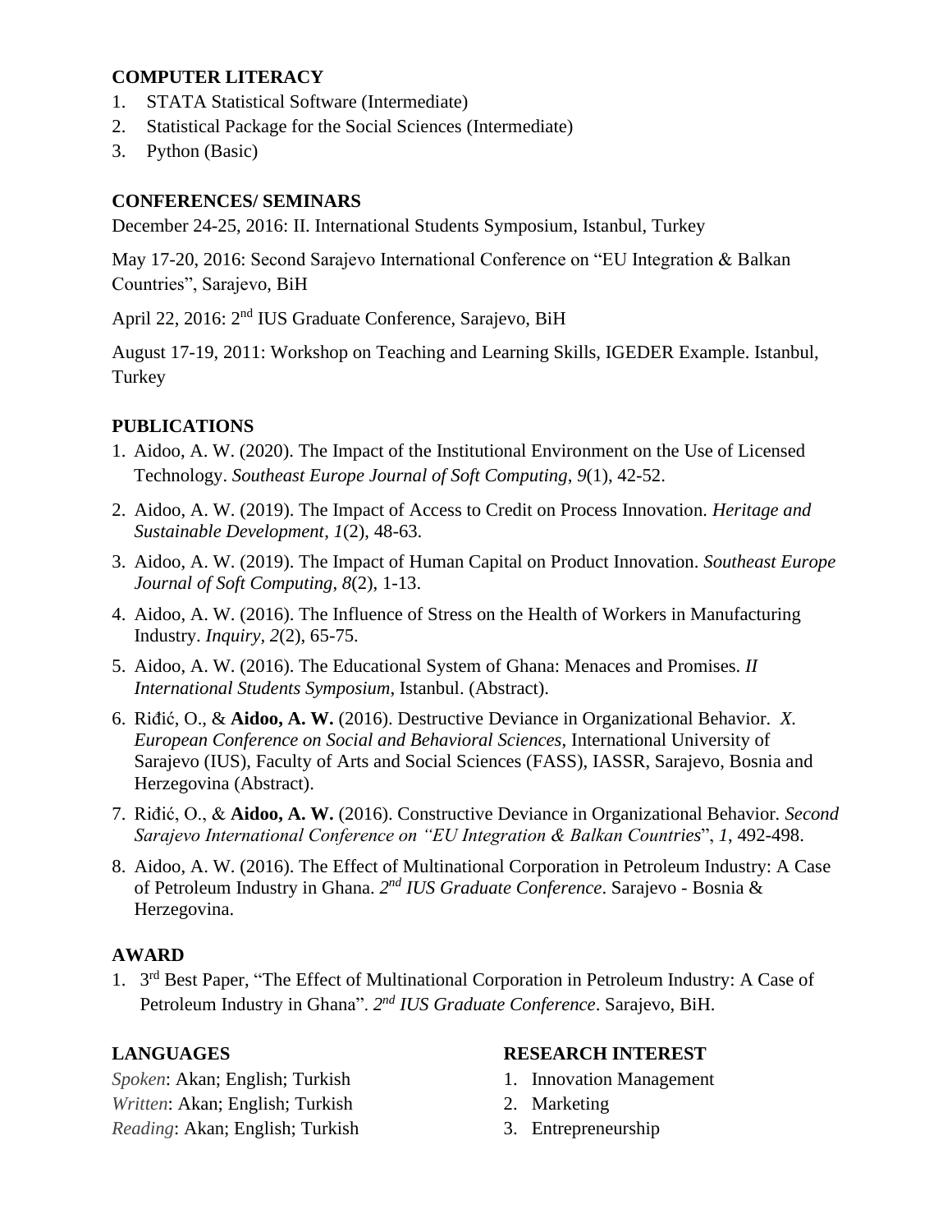## COMPUTER LITERACY

1. STATA Statistical Software (Intermediate)
2. Statistical Package for the Social Sciences (Intermediate)
3. Python (Basic)

## CONFERENCES/ SEMINARS

December 24-25, 2016: II. International Students Symposium, Istanbul, Turkey

May 17-20, 2016: Second Sarajevo International Conference on "EU Integration & Balkan Countries", Sarajevo, BiH

April 22, 2016: 2nd IUS Graduate Conference, Sarajevo, BiH

August 17-19, 2011: Workshop on Teaching and Learning Skills, IGEDER Example. Istanbul, Turkey

## PUBLICATIONS

1. Aidoo, A. W. (2020). The Impact of the Institutional Environment on the Use of Licensed Technology. *Southeast Europe Journal of Soft Computing*, *9*(1), 42-52.
2. Aidoo, A. W. (2019). The Impact of Access to Credit on Process Innovation. *Heritage and Sustainable Development*, *1*(2), 48-63.
3. Aidoo, A. W. (2019). The Impact of Human Capital on Product Innovation. *Southeast Europe Journal of Soft Computing*, *8*(2), 1-13.
4. Aidoo, A. W. (2016). The Influence of Stress on the Health of Workers in Manufacturing Industry. *Inquiry*, *2*(2), 65-75.
5. Aidoo, A. W. (2016). The Educational System of Ghana: Menaces and Promises. *II International Students Symposium*, Istanbul. (Abstract).
6. Riđić, O., & **Aidoo, A. W.** (2016). Destructive Deviance in Organizational Behavior. *X. European Conference on Social and Behavioral Sciences*, International University of Sarajevo (IUS), Faculty of Arts and Social Sciences (FASS), IASSR, Sarajevo, Bosnia and Herzegovina (Abstract).
7. Riđić, O., & **Aidoo, A. W.** (2016). Constructive Deviance in Organizational Behavior. *Second Sarajevo International Conference on "EU Integration & Balkan Countries*", *1*, 492-498.
8. Aidoo, A. W. (2016). The Effect of Multinational Corporation in Petroleum Industry: A Case of Petroleum Industry in Ghana. *2nd IUS Graduate Conference*. Sarajevo - Bosnia & Herzegovina.

## AWARD

1. 3rd Best Paper, "The Effect of Multinational Corporation in Petroleum Industry: A Case of Petroleum Industry in Ghana". *2nd IUS Graduate Conference*. Sarajevo, BiH.

## LANGUAGES

*Spoken*: Akan; English; Turkish
*Written*: Akan; English; Turkish
*Reading*: Akan; English; Turkish

## RESEARCH INTEREST

1. Innovation Management
2. Marketing
3. Entrepreneurship